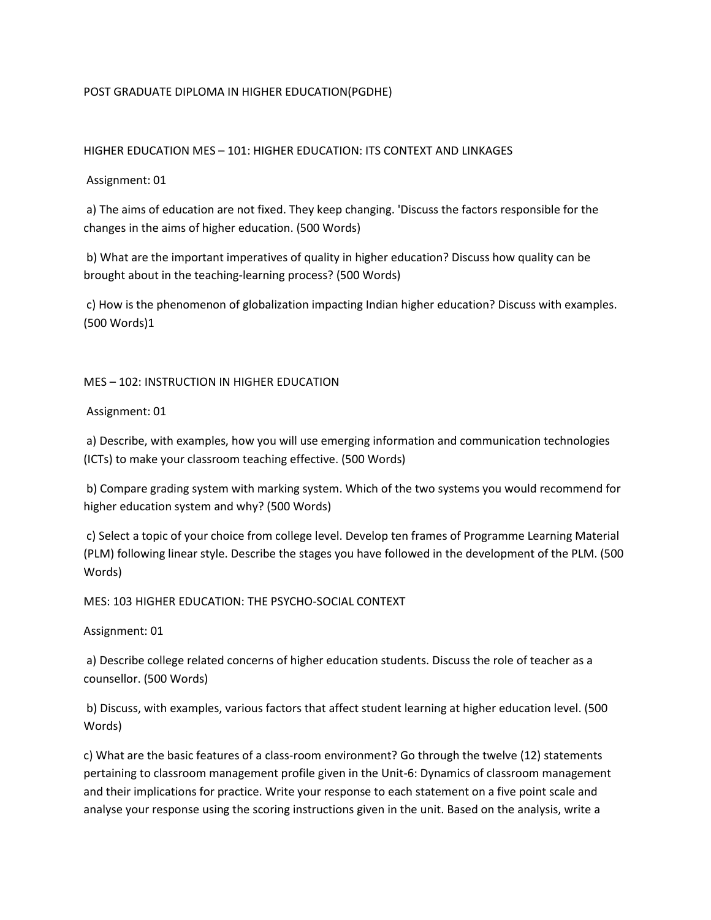# POST GRADUATE DIPLOMA IN HIGHER EDUCATION(PGDHE)

## HIGHER EDUCATION MES – 101: HIGHER EDUCATION: ITS CONTEXT AND LINKAGES

Assignment: 01

a) The aims of education are not fixed. They keep changing. 'Discuss the factors responsible for the changes in the aims of higher education. (500 Words)

b) What are the important imperatives of quality in higher education? Discuss how quality can be brought about in the teaching-learning process? (500 Words)

c) How is the phenomenon of globalization impacting Indian higher education? Discuss with examples. (500 Words)1

## MES – 102: INSTRUCTION IN HIGHER EDUCATION

Assignment: 01

a) Describe, with examples, how you will use emerging information and communication technologies (ICTs) to make your classroom teaching effective. (500 Words)

b) Compare grading system with marking system. Which of the two systems you would recommend for higher education system and why? (500 Words)

c) Select a topic of your choice from college level. Develop ten frames of Programme Learning Material (PLM) following linear style. Describe the stages you have followed in the development of the PLM. (500 Words)

## MES: 103 HIGHER EDUCATION: THE PSYCHO-SOCIAL CONTEXT

Assignment: 01

a) Describe college related concerns of higher education students. Discuss the role of teacher as a counsellor. (500 Words)

b) Discuss, with examples, various factors that affect student learning at higher education level. (500 Words)

c) What are the basic features of a class-room environment? Go through the twelve (12) statements pertaining to classroom management profile given in the Unit-6: Dynamics of classroom management and their implications for practice. Write your response to each statement on a five point scale and analyse your response using the scoring instructions given in the unit. Based on the analysis, write a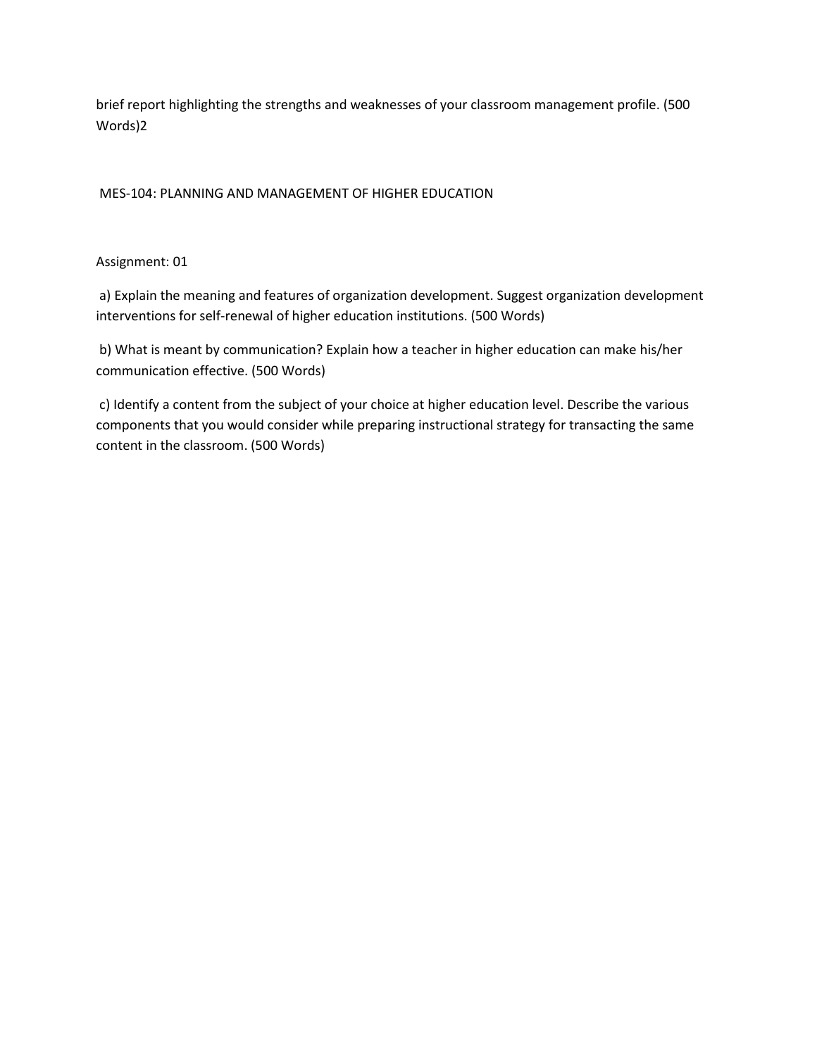brief report highlighting the strengths and weaknesses of your classroom management profile. (500 Words)2

## MES-104: PLANNING AND MANAGEMENT OF HIGHER EDUCATION

Assignment: 01

a) Explain the meaning and features of organization development. Suggest organization development interventions for self-renewal of higher education institutions. (500 Words)

b) What is meant by communication? Explain how a teacher in higher education can make his/her communication effective. (500 Words)

c) Identify a content from the subject of your choice at higher education level. Describe the various components that you would consider while preparing instructional strategy for transacting the same content in the classroom. (500 Words)